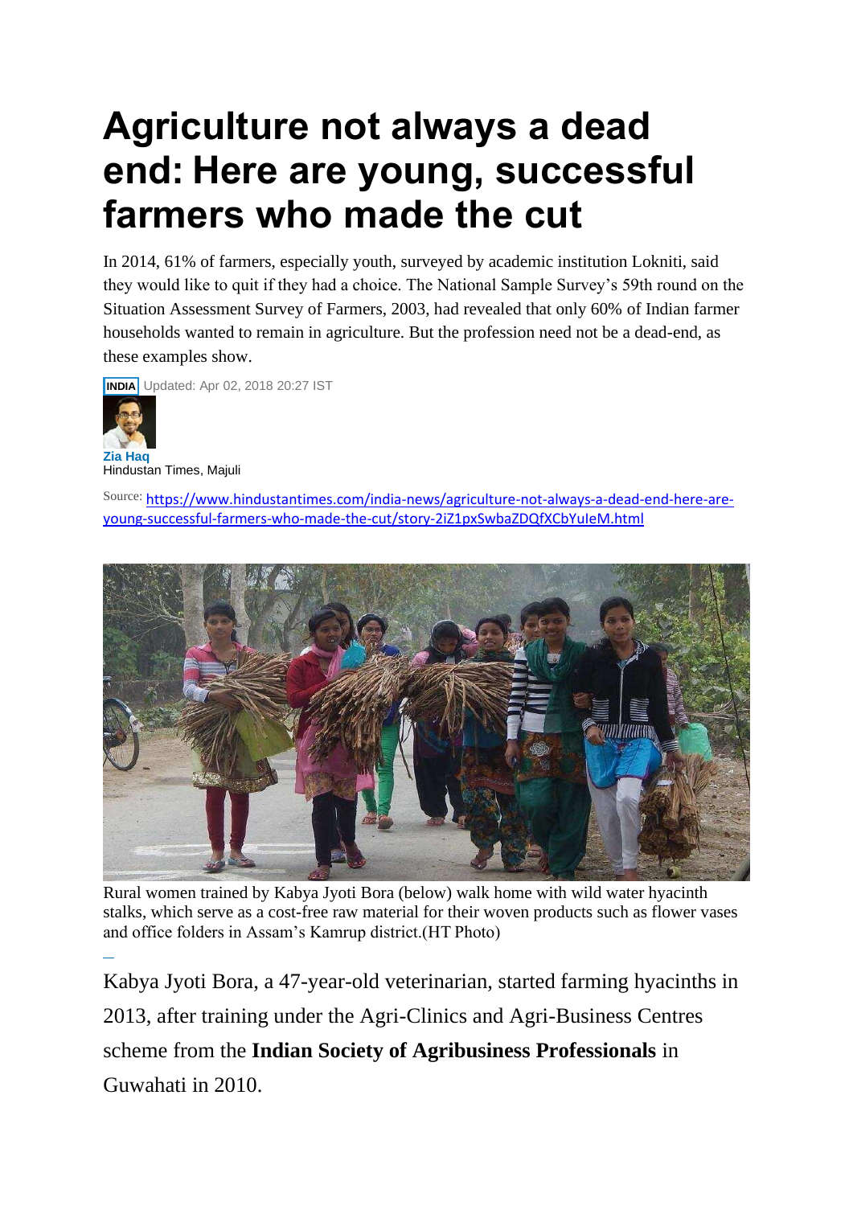# Agriculture not always a dead end: Here are young, successful farmers who made the cut

In 2014, 61% of farmers, especially youth, surveyed by academic institution Lokniti, said they would like to quit if they had a choice. The National Sample Survey's 59th round on the Situation Assessment Survey of Farmers, 2003, had revealed that only 60% of Indian farmer households wanted to remain in agriculture. But the profession need not be a dead-end, as these examples show.

INDIA Updated: Apr 02, 2018 20:27 IST

**Zia Haq**
Hindustan Times, Majuli

Source: https://www.hindustantimes.com/india-news/agriculture-not-always-a-dead-end-here-are-young-successful-farmers-who-made-the-cut/story-2iZ1pxSwbaZDQfXCbYuIeM.html

Rural women trained by Kabya Jyoti Bora (below) walk home with wild water hyacinth stalks, which serve as a cost-free raw material for their woven products such as flower vases and office folders in Assam's Kamrup district.(HT Photo)

Kabya Jyoti Bora, a 47-year-old veterinarian, started farming hyacinths in 2013, after training under the Agri-Clinics and Agri-Business Centres scheme from the **Indian Society of Agribusiness Professionals** in Guwahati in 2010.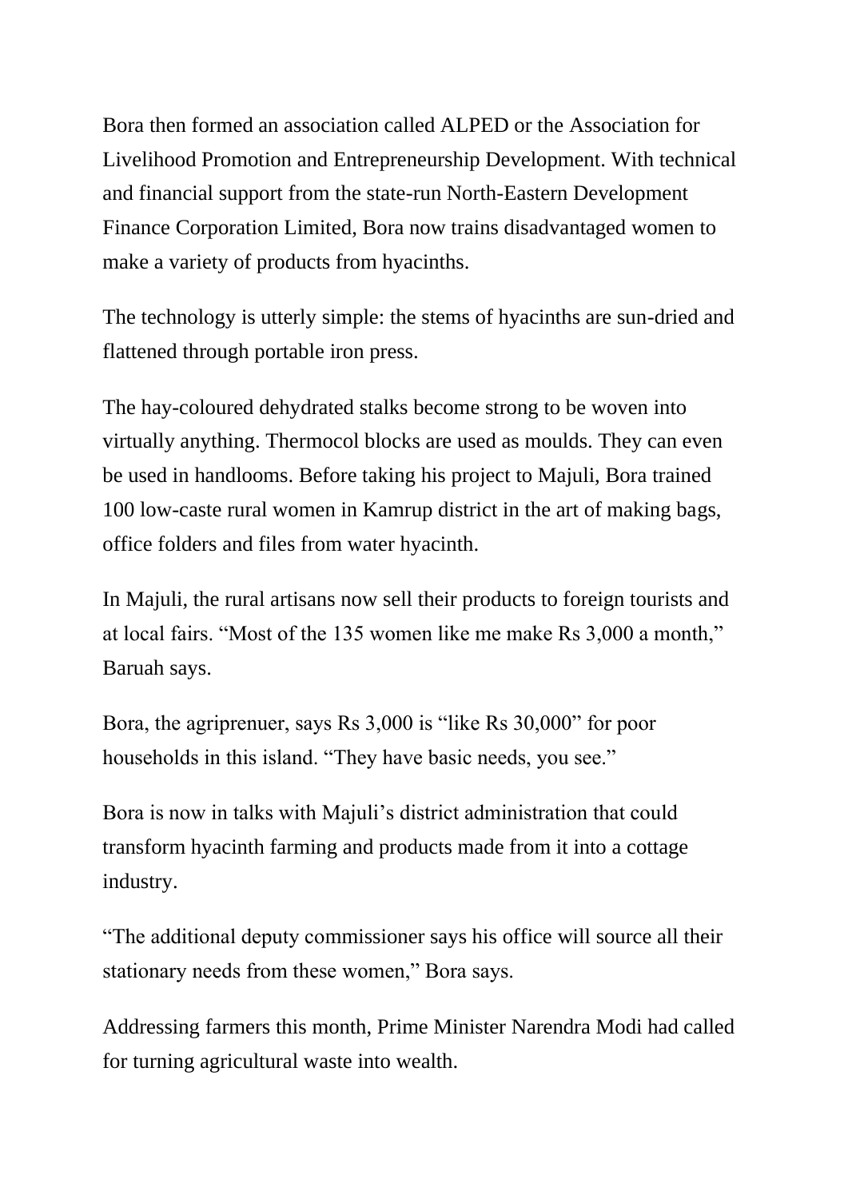Bora then formed an association called ALPED or the Association for Livelihood Promotion and Entrepreneurship Development. With technical and financial support from the state-run North-Eastern Development Finance Corporation Limited, Bora now trains disadvantaged women to make a variety of products from hyacinths.

The technology is utterly simple: the stems of hyacinths are sun-dried and flattened through portable iron press.

The hay-coloured dehydrated stalks become strong to be woven into virtually anything. Thermocol blocks are used as moulds. They can even be used in handlooms. Before taking his project to Majuli, Bora trained 100 low-caste rural women in Kamrup district in the art of making bags, office folders and files from water hyacinth.

In Majuli, the rural artisans now sell their products to foreign tourists and at local fairs. "Most of the 135 women like me make Rs 3,000 a month," Baruah says.

Bora, the agriprenuer, says Rs 3,000 is "like Rs 30,000" for poor households in this island. "They have basic needs, you see."

Bora is now in talks with Majuli's district administration that could transform hyacinth farming and products made from it into a cottage industry.

"The additional deputy commissioner says his office will source all their stationary needs from these women," Bora says.

Addressing farmers this month, Prime Minister Narendra Modi had called for turning agricultural waste into wealth.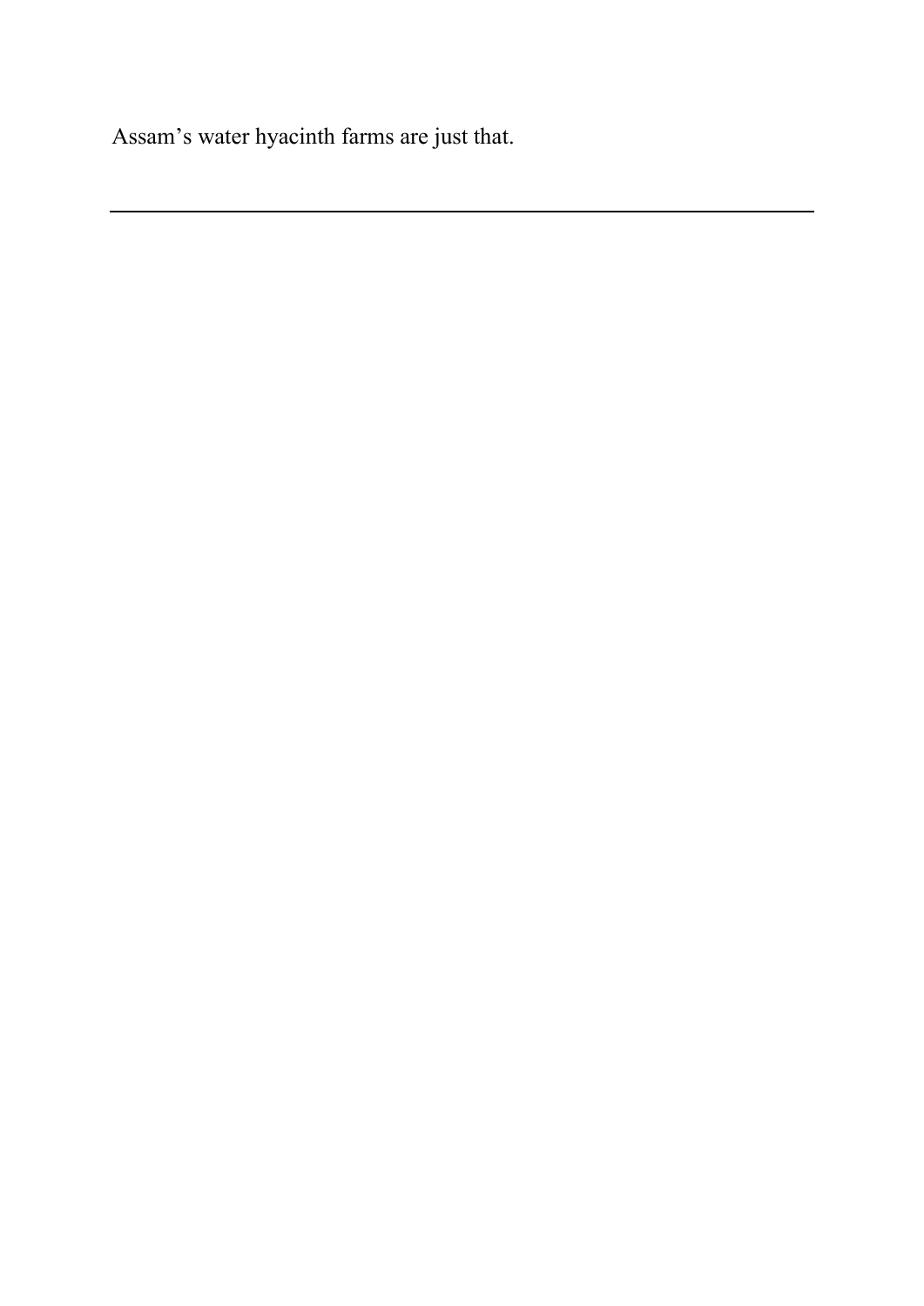Assam's water hyacinth farms are just that.

---